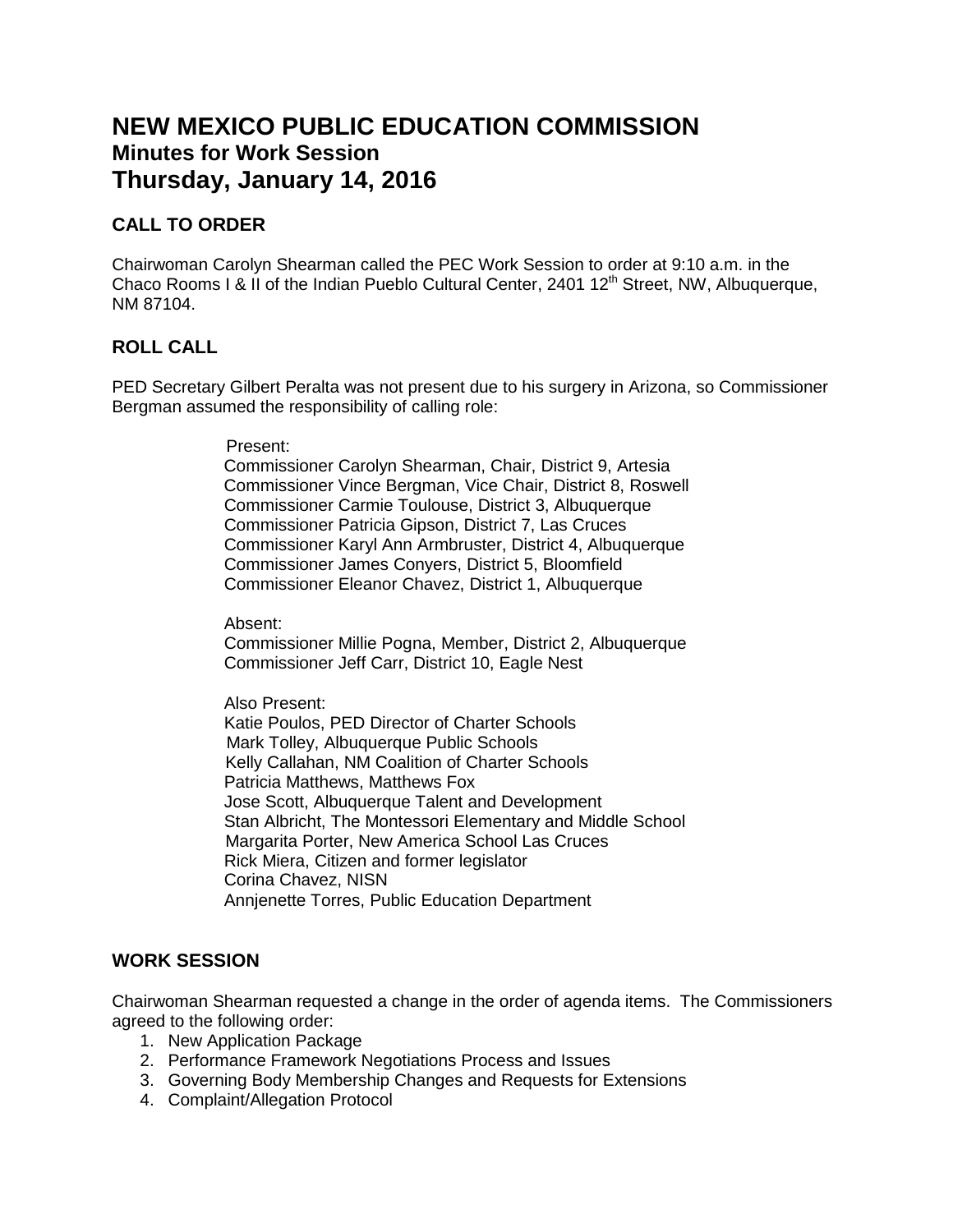# NEW MEXICO PUBLIC EDUCATION COMMISSION

## Minutes for Work Session

## Thursday, January 14, 2016

### CALL TO ORDER

Chairwoman Carolyn Shearman called the PEC Work Session to order at 9:10 a.m. in the Chaco Rooms I & II of the Indian Pueblo Cultural Center, 2401 12th Street, NW, Albuquerque, NM 87104.

### ROLL CALL

PED Secretary Gilbert Peralta was not present due to his surgery in Arizona, so Commissioner Bergman assumed the responsibility of calling role:

Present:
Commissioner Carolyn Shearman, Chair, District 9, Artesia
Commissioner Vince Bergman, Vice Chair, District 8, Roswell
Commissioner Carmie Toulouse, District 3, Albuquerque
Commissioner Patricia Gipson, District 7, Las Cruces
Commissioner Karyl Ann Armbruster, District 4, Albuquerque
Commissioner James Conyers, District 5, Bloomfield
Commissioner Eleanor Chavez, District 1, Albuquerque

Absent:
Commissioner Millie Pogna, Member, District 2, Albuquerque
Commissioner Jeff Carr, District 10, Eagle Nest

Also Present:
Katie Poulos, PED Director of Charter Schools
Mark Tolley, Albuquerque Public Schools
Kelly Callahan, NM Coalition of Charter Schools
Patricia Matthews, Matthews Fox
Jose Scott, Albuquerque Talent and Development
Stan Albricht, The Montessori Elementary and Middle School
Margarita Porter, New America School Las Cruces
Rick Miera, Citizen and former legislator
Corina Chavez, NISN
Annjenette Torres, Public Education Department

### WORK SESSION

Chairwoman Shearman requested a change in the order of agenda items. The Commissioners agreed to the following order:

1. New Application Package
2. Performance Framework Negotiations Process and Issues
3. Governing Body Membership Changes and Requests for Extensions
4. Complaint/Allegation Protocol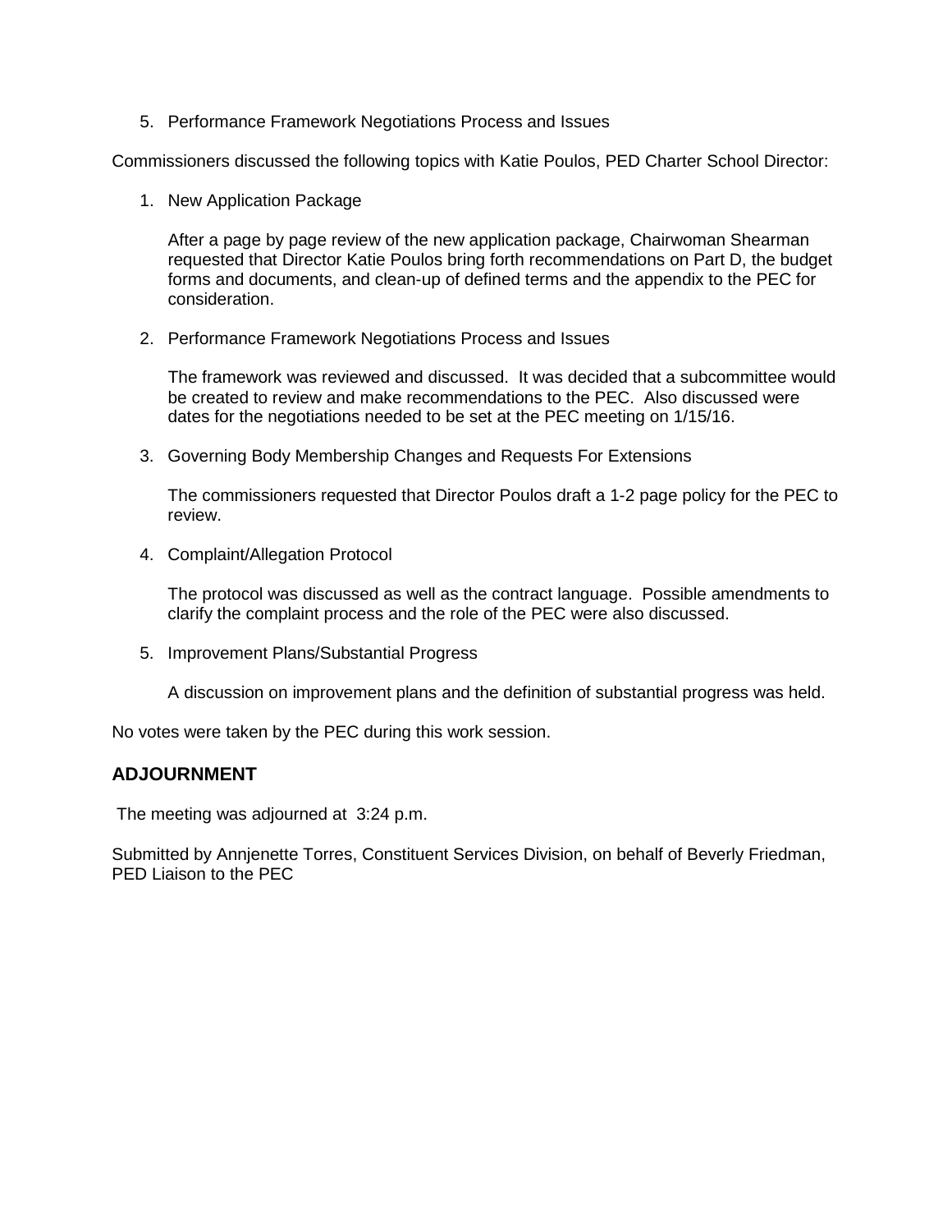5. Performance Framework Negotiations Process and Issues

Commissioners discussed the following topics with Katie Poulos, PED Charter School Director:

1. New Application Package

   After a page by page review of the new application package, Chairwoman Shearman requested that Director Katie Poulos bring forth recommendations on Part D, the budget forms and documents, and clean-up of defined terms and the appendix to the PEC for consideration.

2. Performance Framework Negotiations Process and Issues

   The framework was reviewed and discussed. It was decided that a subcommittee would be created to review and make recommendations to the PEC. Also discussed were dates for the negotiations needed to be set at the PEC meeting on 1/15/16.

3. Governing Body Membership Changes and Requests For Extensions

   The commissioners requested that Director Poulos draft a 1-2 page policy for the PEC to review.

4. Complaint/Allegation Protocol

   The protocol was discussed as well as the contract language. Possible amendments to clarify the complaint process and the role of the PEC were also discussed.

5. Improvement Plans/Substantial Progress

   A discussion on improvement plans and the definition of substantial progress was held.

No votes were taken by the PEC during this work session.

## ADJOURNMENT

The meeting was adjourned at 3:24 p.m.

Submitted by Annjenette Torres, Constituent Services Division, on behalf of Beverly Friedman, PED Liaison to the PEC